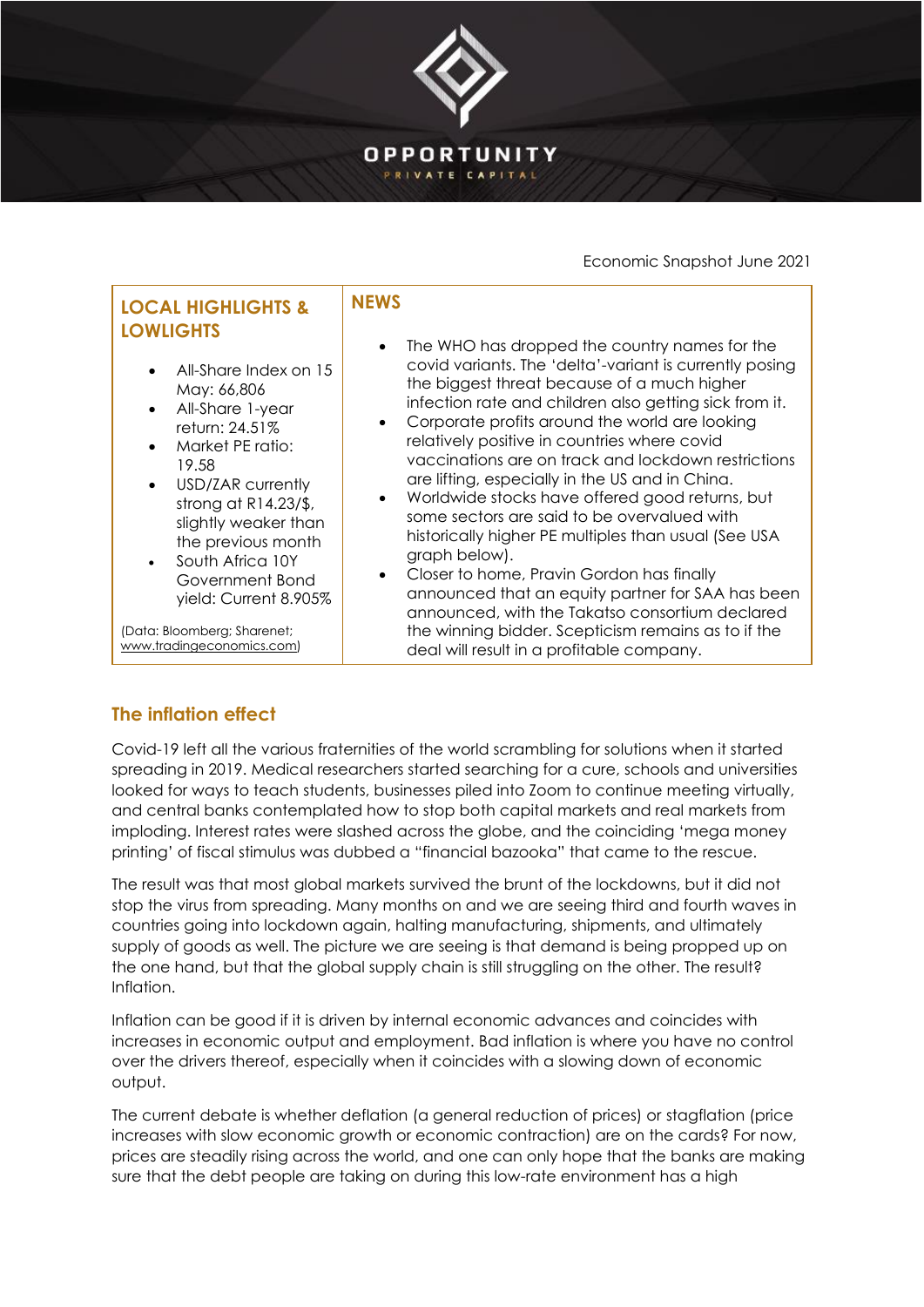OPPORTUNITY

PRIVATE CAPITAL

Economic Snapshot June 2021

## LOCAL HIGHLIGHTS & LOWLIGHTS

- All-Share Index on 15 May: 66,806
- All-Share 1-year return: 24.51%
- Market PE ratio: 19.58
- USD/ZAR currently strong at R14.23/$, slightly weaker than the previous month
- South Africa 10Y Government Bond yield: Current 8.905%

(Data: Bloomberg; Sharenet; www.tradingeconomics.com)

## NEWS

- The WHO has dropped the country names for the covid variants. The 'delta'-variant is currently posing the biggest threat because of a much higher infection rate and children also getting sick from it.
- Corporate profits around the world are looking relatively positive in countries where covid vaccinations are on track and lockdown restrictions are lifting, especially in the US and in China.
- Worldwide stocks have offered good returns, but some sectors are said to be overvalued with historically higher PE multiples than usual (See USA graph below).
- Closer to home, Pravin Gordon has finally announced that an equity partner for SAA has been announced, with the Takatso consortium declared the winning bidder. Scepticism remains as to if the deal will result in a profitable company.

## The inflation effect

Covid-19 left all the various fraternities of the world scrambling for solutions when it started spreading in 2019. Medical researchers started searching for a cure, schools and universities looked for ways to teach students, businesses piled into Zoom to continue meeting virtually, and central banks contemplated how to stop both capital markets and real markets from imploding. Interest rates were slashed across the globe, and the coinciding 'mega money printing' of fiscal stimulus was dubbed a "financial bazooka" that came to the rescue.

The result was that most global markets survived the brunt of the lockdowns, but it did not stop the virus from spreading. Many months on and we are seeing third and fourth waves in countries going into lockdown again, halting manufacturing, shipments, and ultimately supply of goods as well. The picture we are seeing is that demand is being propped up on the one hand, but that the global supply chain is still struggling on the other. The result? Inflation.

Inflation can be good if it is driven by internal economic advances and coincides with increases in economic output and employment. Bad inflation is where you have no control over the drivers thereof, especially when it coincides with a slowing down of economic output.

The current debate is whether deflation (a general reduction of prices) or stagflation (price increases with slow economic growth or economic contraction) are on the cards? For now, prices are steadily rising across the world, and one can only hope that the banks are making sure that the debt people are taking on during this low-rate environment has a high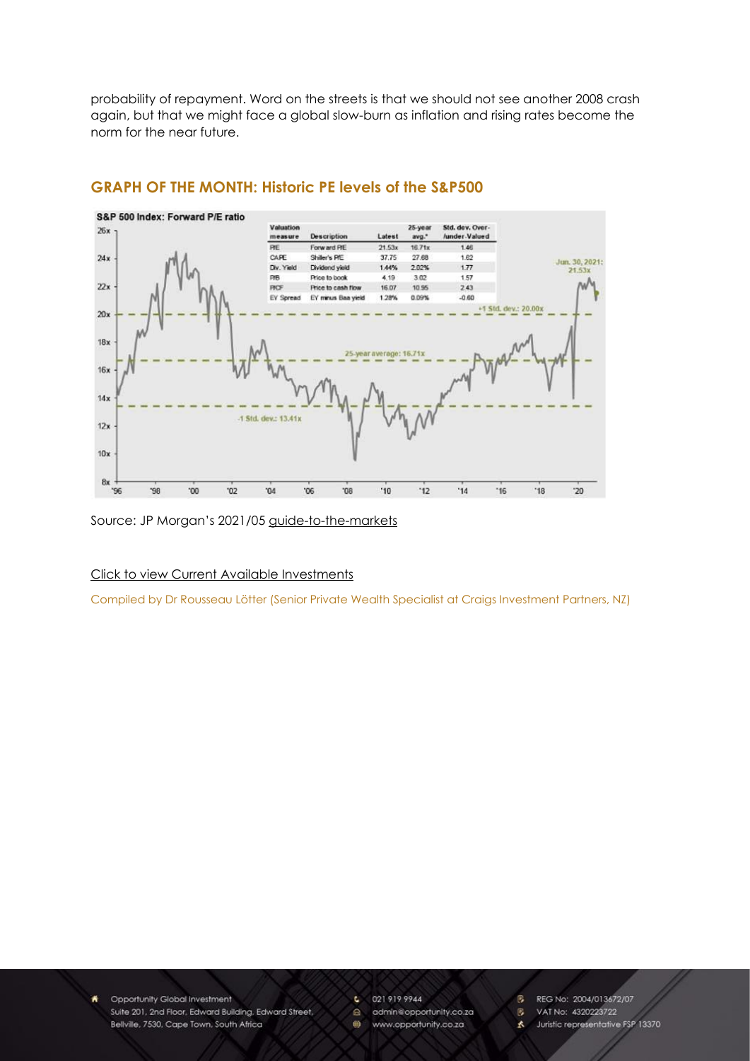probability of repayment. Word on the streets is that we should not see another 2008 crash again, but that we might face a global slow-burn as inflation and rising rates become the norm for the near future.

## GRAPH OF THE MONTH: Historic PE levels of the S&P500

S&P 500 Index: Forward P/E ratio

| Valuation measure | Description | Latest | 25-year avg.* | Std. dev. Over-/under-Valued |
|---|---|---|---|---|
| P/E | Forward P/E | 21.53x | 16.71x | 1.46 |
| CAPE | Shiller's P/E | 37.75 | 27.68 | 1.62 |
| Div. Yield | Dividend yield | 1.44% | 2.02% | 1.77 |
| P/B | Price to book | 4.19 | 3.02 | 1.57 |
| P/CF | Price to cash flow | 16.07 | 10.95 | 2.43 |
| EY Spread | EY minus Baa yield | 1.28% | 0.09% | -0.60 |

Jun. 30, 2021: 21.53x

+1 Std. dev.: 20.00x

25-year average: 16.71x

-1 Std. dev.: 13.41x

26x, 24x, 22x, 20x, 18x, 16x, 14x, 12x, 10x, 8x

'96, '98, '00, '02, '04, '06, '08, '10, '12, '14, '16, '18, '20

Source: JP Morgan's 2021/05 guide-to-the-markets

Click to view Current Available Investments

Compiled by Dr Rousseau Lötter (Senior Private Wealth Specialist at Craigs Investment Partners, NZ)